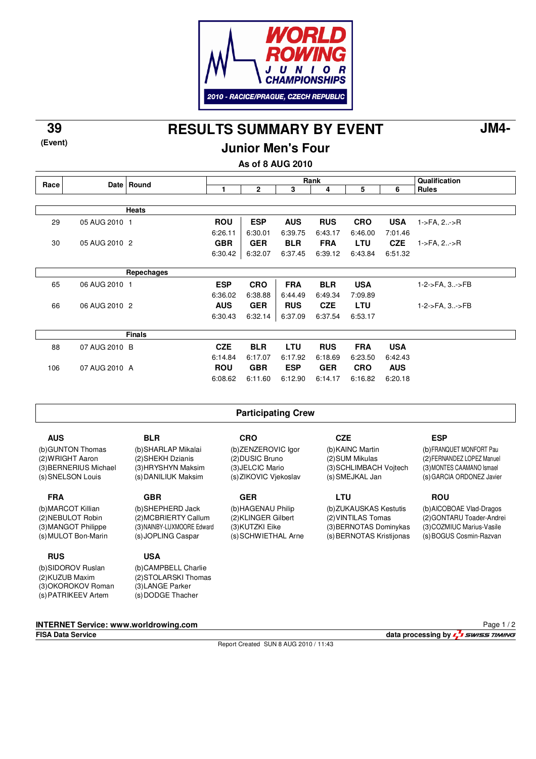WORLD ROWING JUNIOR CHAMPIONSHIPS
2010 - RACICE/PRAGUE, CZECH REPUBLIC

**39** (Event)

# RESULTS SUMMARY BY EVENT

**JM4-**

## Junior Men's Four

**As of 8 AUG 2010**

| Race | Date | Round | Rank 1 | 2 | 3 | 4 | 5 | 6 | Qualification Rules |
|---|---|---|---|---|---|---|---|---|---|
| | | **Heats** | | | | | | | |
| 29 | 05 AUG 2010 | 1 | **ROU** 6:26.11 | **ESP** 6:30.01 | **AUS** 6:39.75 | **RUS** 6:43.17 | **CRO** 6:46.00 | **USA** 7:01.46 | 1->FA, 2..->R |
| 30 | 05 AUG 2010 | 2 | **GBR** 6:30.42 | **GER** 6:32.07 | **BLR** 6:37.45 | **FRA** 6:39.12 | **LTU** 6:43.84 | **CZE** 6:51.32 | 1->FA, 2..->R |
| | | **Repechages** | | | | | | | |
| 65 | 06 AUG 2010 | 1 | **ESP** 6:36.02 | **CRO** 6:38.88 | **FRA** 6:44.49 | **BLR** 6:49.34 | **USA** 7:09.89 | | 1-2->FA, 3..->FB |
| 66 | 06 AUG 2010 | 2 | **AUS** 6:30.43 | **GER** 6:32.14 | **RUS** 6:37.09 | **CZE** 6:37.54 | **LTU** 6:53.17 | | 1-2->FA, 3..->FB |
| | | **Finals** | | | | | | | |
| 88 | 07 AUG 2010 | B | **CZE** 6:14.84 | **BLR** 6:17.07 | **LTU** 6:17.92 | **RUS** 6:18.69 | **FRA** 6:23.50 | **USA** 6:42.43 | |
| 106 | 07 AUG 2010 | A | **ROU** 6:08.62 | **GBR** 6:11.60 | **ESP** 6:12.90 | **GER** 6:14.17 | **CRO** 6:16.82 | **AUS** 6:20.18 | |

## Participating Crew

**AUS**
(b)GUNTON Thomas
(2)WRIGHT Aaron
(3)BERNERIUS Michael
(s)SNELSON Louis

**BLR**
(b)SHARLAP Mikalai
(2)SHEKH Dzianis
(3)HRYSHYN Maksim
(s)DANILIUK Maksim

**CRO**
(b)ZENZEROVIC Igor
(2)DUSIC Bruno
(3)JELCIC Mario
(s)ZIKOVIC Vjekoslav

**CZE**
(b)KAINC Martin
(2)SUM Mikulas
(3)SCHLIMBACH Vojtech
(s)SMEJKAL Jan

**ESP**
(b)FRANQUET MONFORT Pau
(2)FERNANDEZ LOPEZ Manuel
(3)MONTES CAAMANO Ismael
(s)GARCIA ORDONEZ Javier

**FRA**
(b)MARCOT Killian
(2)NEBULOT Robin
(3)MANGOT Philippe
(s)MULOT Bon-Marin

**GBR**
(b)SHEPHERD Jack
(2)MCBRIERTY Callum
(3)NAINBY-LUXMOORE Edward
(s)JOPLING Caspar

**GER**
(b)HAGENAU Philip
(2)KLINGER Gilbert
(3)KUTZKI Eike
(s)SCHWIETHAL Arne

**LTU**
(b)ZUKAUSKAS Kestutis
(2)VINTILAS Tomas
(3)BERNOTAS Dominykas
(s)BERNOTAS Kristijonas

**ROU**
(b)AICOBOAE Vlad-Dragos
(2)GONTARU Toader-Andrei
(3)COZMIUC Marius-Vasile
(s)BOGUS Cosmin-Razvan

**RUS**
(b)SIDOROV Ruslan
(2)KUZUB Maxim
(3)OKOROKOV Roman
(s)PATRIKEEV Artem

**USA**
(b)CAMPBELL Charlie
(2)STOLARSKI Thomas
(3)LANGE Parker
(s)DODGE Thacher

INTERNET Service: www.worldrowing.com
FISA Data Service
data processing by SWISS TIMING
Report Created SUN 8 AUG 2010 / 11:43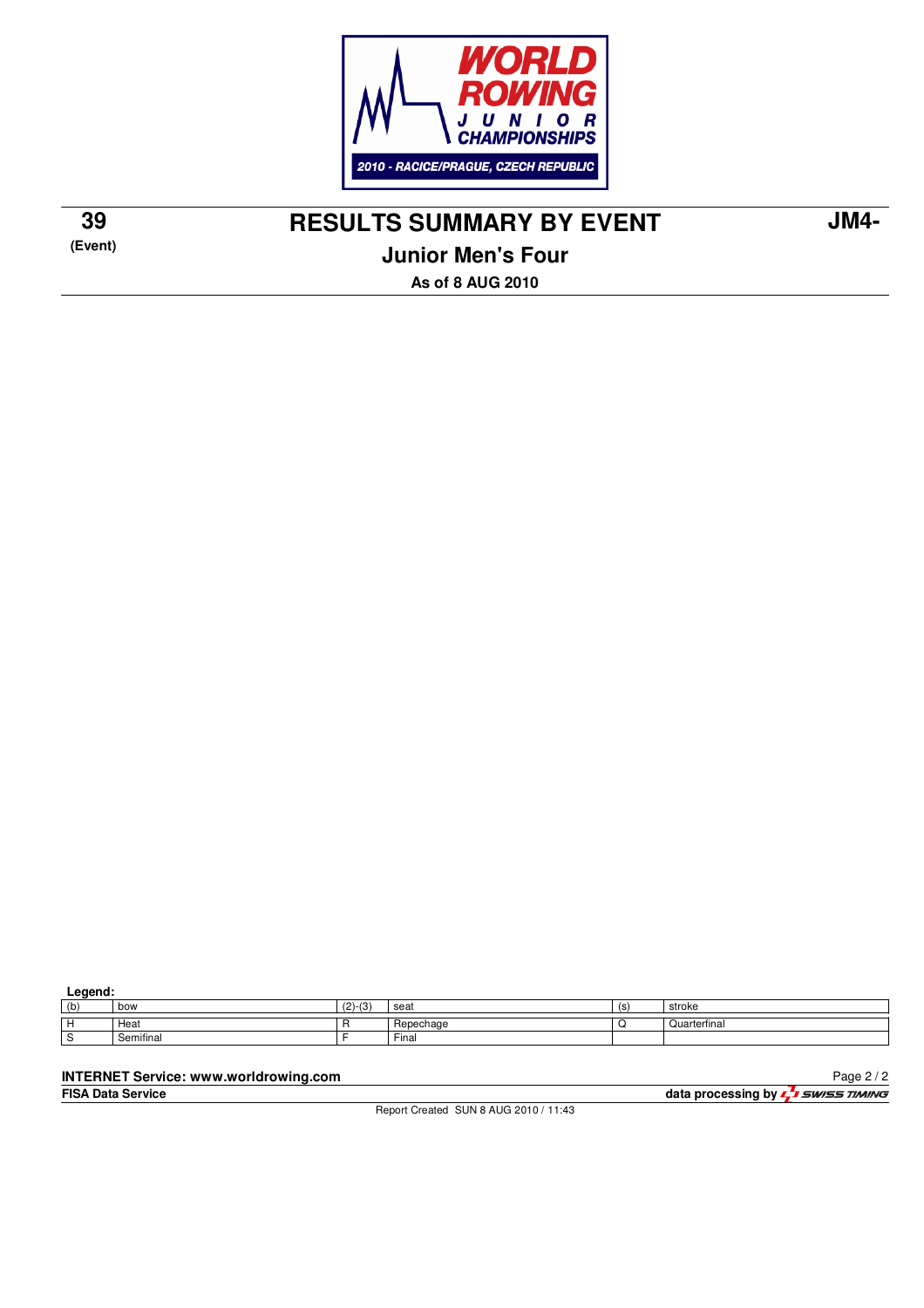39
(Event)

# RESULTS SUMMARY BY EVENT

JM4-

## Junior Men's Four

**As of 8 AUG 2010**

**Legend:**

| | | | | | |
|---|---|---|---|---|---|
| (b) | bow | (2)-(3) | seat | (s) | stroke |
| H | Heat | R | Repechage | Q | Quarterfinal |
| S | Semifinal | F | Final | | |

**INTERNET Service: www.worldrowing.com**

**FISA Data Service**

**data processing by SWISS TIMING**

Report Created SUN 8 AUG 2010 / 11:43